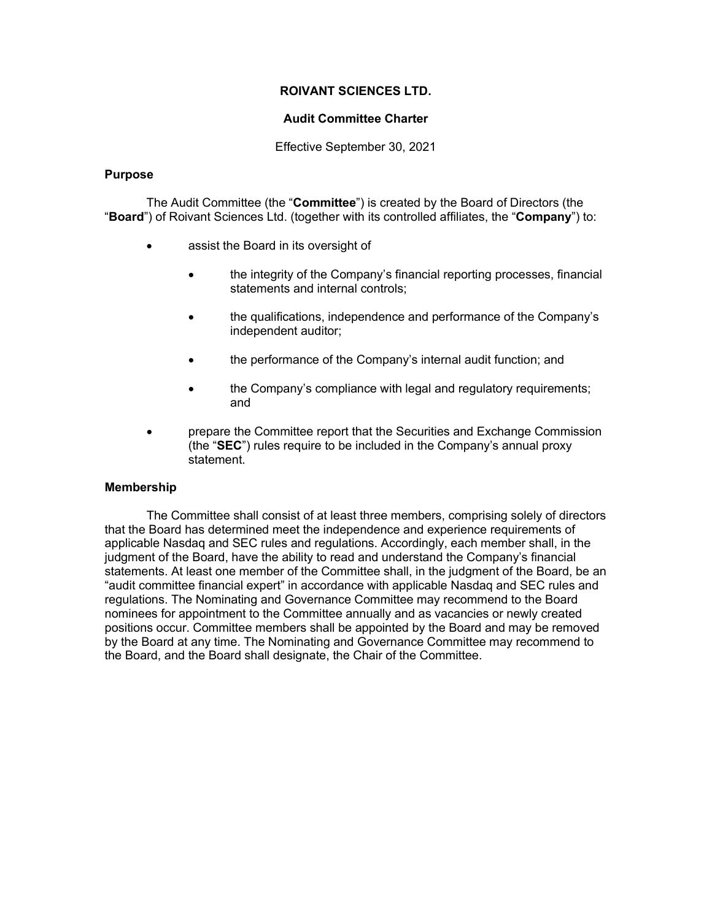# ROIVANT SCIENCES LTD.

## Audit Committee Charter

Effective September 30, 2021

### Purpose

The Audit Committee (the "**Committee**") is created by the Board of Directors (the "**Board**") of Roivant Sciences Ltd. (together with its controlled affiliates, the "**Company**") to:

- assist the Board in its oversight of
  - the integrity of the Company's financial reporting processes, financial statements and internal controls;
  - the qualifications, independence and performance of the Company's independent auditor;
  - the performance of the Company's internal audit function; and
  - the Company's compliance with legal and regulatory requirements; and
- prepare the Committee report that the Securities and Exchange Commission (the "**SEC**") rules require to be included in the Company's annual proxy statement.

### Membership

The Committee shall consist of at least three members, comprising solely of directors that the Board has determined meet the independence and experience requirements of applicable Nasdaq and SEC rules and regulations. Accordingly, each member shall, in the judgment of the Board, have the ability to read and understand the Company's financial statements. At least one member of the Committee shall, in the judgment of the Board, be an "audit committee financial expert" in accordance with applicable Nasdaq and SEC rules and regulations. The Nominating and Governance Committee may recommend to the Board nominees for appointment to the Committee annually and as vacancies or newly created positions occur. Committee members shall be appointed by the Board and may be removed by the Board at any time. The Nominating and Governance Committee may recommend to the Board, and the Board shall designate, the Chair of the Committee.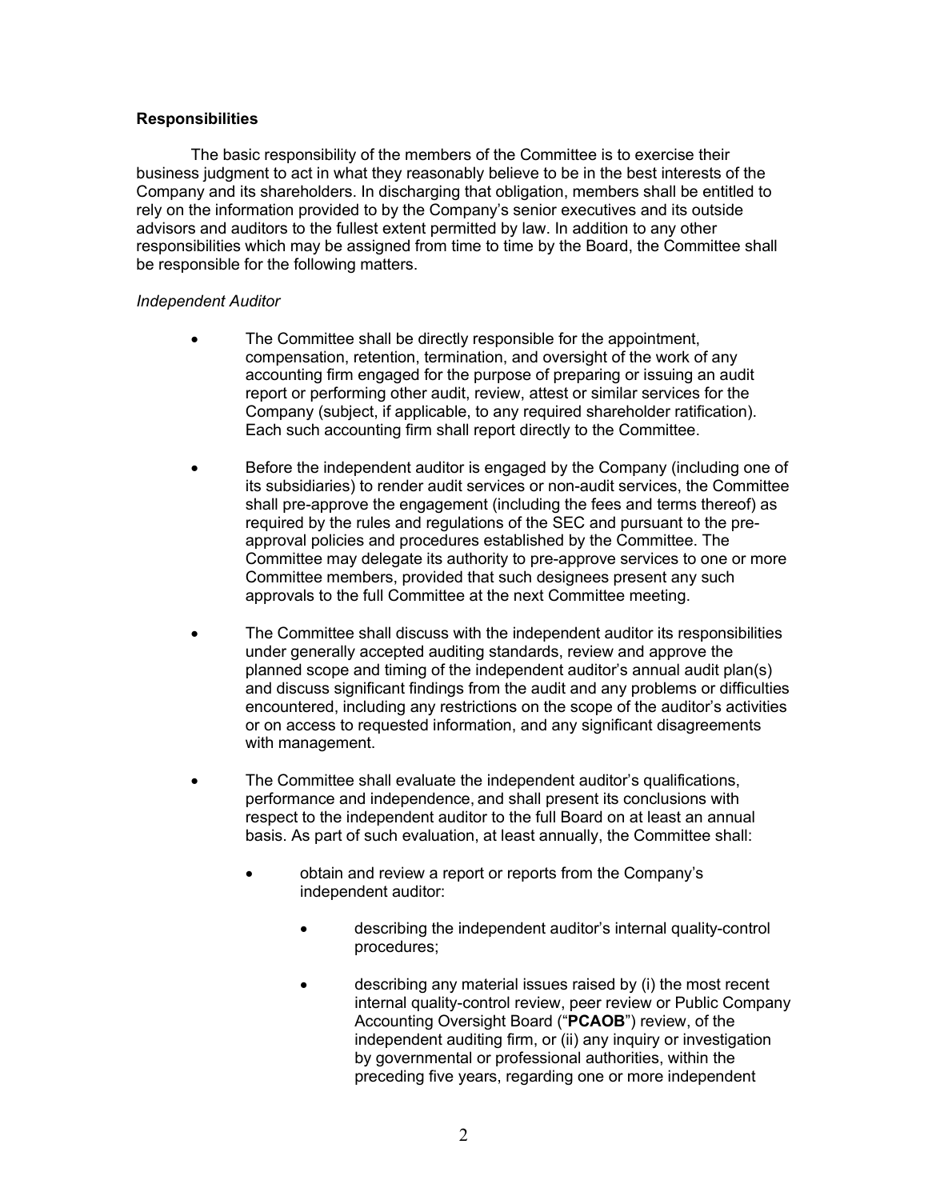**Responsibilities**

The basic responsibility of the members of the Committee is to exercise their business judgment to act in what they reasonably believe to be in the best interests of the Company and its shareholders. In discharging that obligation, members shall be entitled to rely on the information provided to by the Company's senior executives and its outside advisors and auditors to the fullest extent permitted by law. In addition to any other responsibilities which may be assigned from time to time by the Board, the Committee shall be responsible for the following matters.

*Independent Auditor*

- The Committee shall be directly responsible for the appointment, compensation, retention, termination, and oversight of the work of any accounting firm engaged for the purpose of preparing or issuing an audit report or performing other audit, review, attest or similar services for the Company (subject, if applicable, to any required shareholder ratification). Each such accounting firm shall report directly to the Committee.

- Before the independent auditor is engaged by the Company (including one of its subsidiaries) to render audit services or non-audit services, the Committee shall pre-approve the engagement (including the fees and terms thereof) as required by the rules and regulations of the SEC and pursuant to the pre-approval policies and procedures established by the Committee. The Committee may delegate its authority to pre-approve services to one or more Committee members, provided that such designees present any such approvals to the full Committee at the next Committee meeting.

- The Committee shall discuss with the independent auditor its responsibilities under generally accepted auditing standards, review and approve the planned scope and timing of the independent auditor's annual audit plan(s) and discuss significant findings from the audit and any problems or difficulties encountered, including any restrictions on the scope of the auditor's activities or on access to requested information, and any significant disagreements with management.

- The Committee shall evaluate the independent auditor's qualifications, performance and independence, and shall present its conclusions with respect to the independent auditor to the full Board on at least an annual basis. As part of such evaluation, at least annually, the Committee shall:

  - obtain and review a report or reports from the Company's independent auditor:

    - describing the independent auditor's internal quality-control procedures;

    - describing any material issues raised by (i) the most recent internal quality-control review, peer review or Public Company Accounting Oversight Board ("**PCAOB**") review, of the independent auditing firm, or (ii) any inquiry or investigation by governmental or professional authorities, within the preceding five years, regarding one or more independent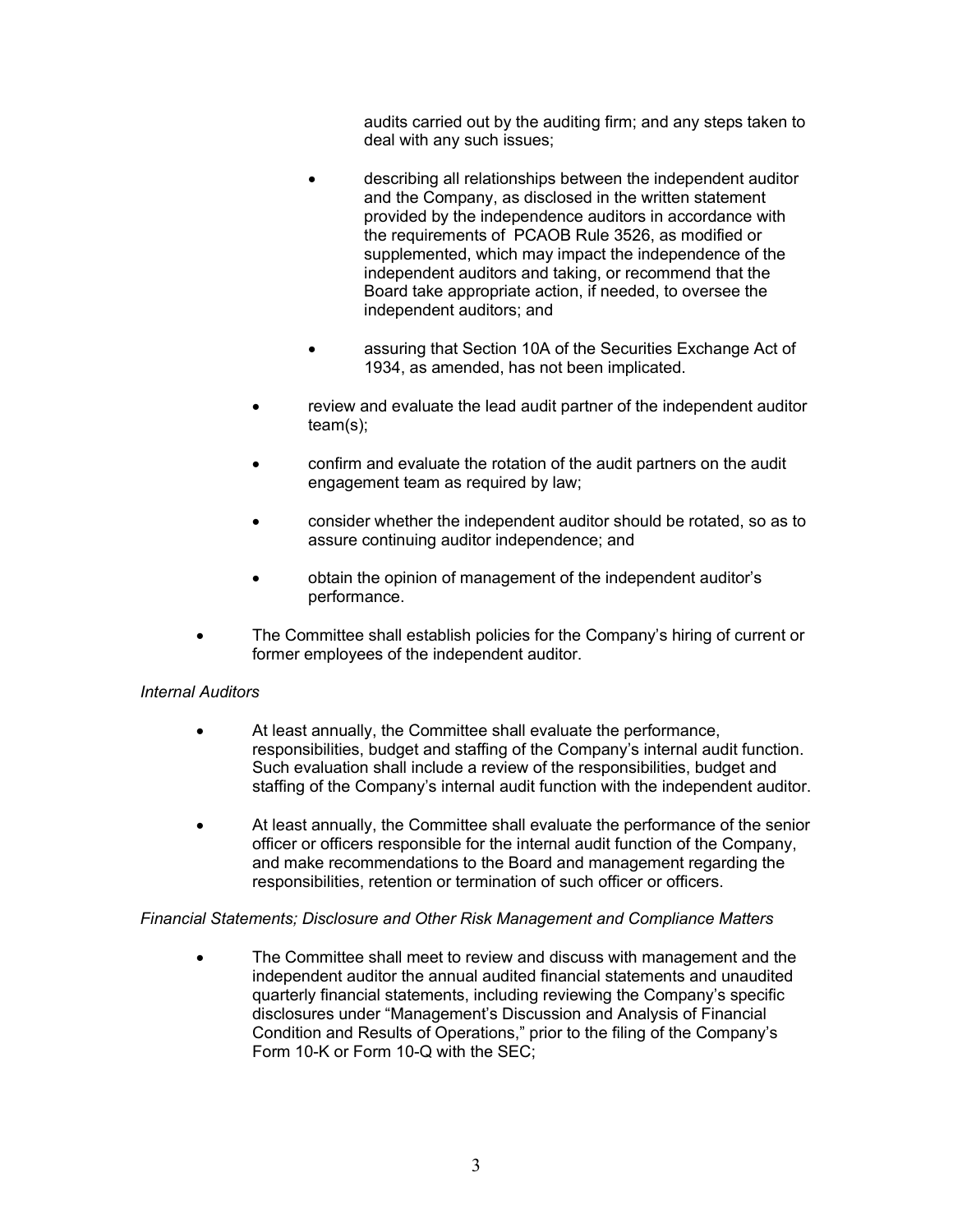audits carried out by the auditing firm; and any steps taken to deal with any such issues;

        - describing all relationships between the independent auditor and the Company, as disclosed in the written statement provided by the independence auditors in accordance with the requirements of PCAOB Rule 3526, as modified or supplemented, which may impact the independence of the independent auditors and taking, or recommend that the Board take appropriate action, if needed, to oversee the independent auditors; and

        - assuring that Section 10A of the Securities Exchange Act of 1934, as amended, has not been implicated.

    - review and evaluate the lead audit partner of the independent auditor team(s);

    - confirm and evaluate the rotation of the audit partners on the audit engagement team as required by law;

    - consider whether the independent auditor should be rotated, so as to assure continuing auditor independence; and

    - obtain the opinion of management of the independent auditor's performance.

- The Committee shall establish policies for the Company's hiring of current or former employees of the independent auditor.

*Internal Auditors*

- At least annually, the Committee shall evaluate the performance, responsibilities, budget and staffing of the Company's internal audit function. Such evaluation shall include a review of the responsibilities, budget and staffing of the Company's internal audit function with the independent auditor.

- At least annually, the Committee shall evaluate the performance of the senior officer or officers responsible for the internal audit function of the Company, and make recommendations to the Board and management regarding the responsibilities, retention or termination of such officer or officers.

*Financial Statements; Disclosure and Other Risk Management and Compliance Matters*

- The Committee shall meet to review and discuss with management and the independent auditor the annual audited financial statements and unaudited quarterly financial statements, including reviewing the Company's specific disclosures under "Management's Discussion and Analysis of Financial Condition and Results of Operations," prior to the filing of the Company's Form 10-K or Form 10-Q with the SEC;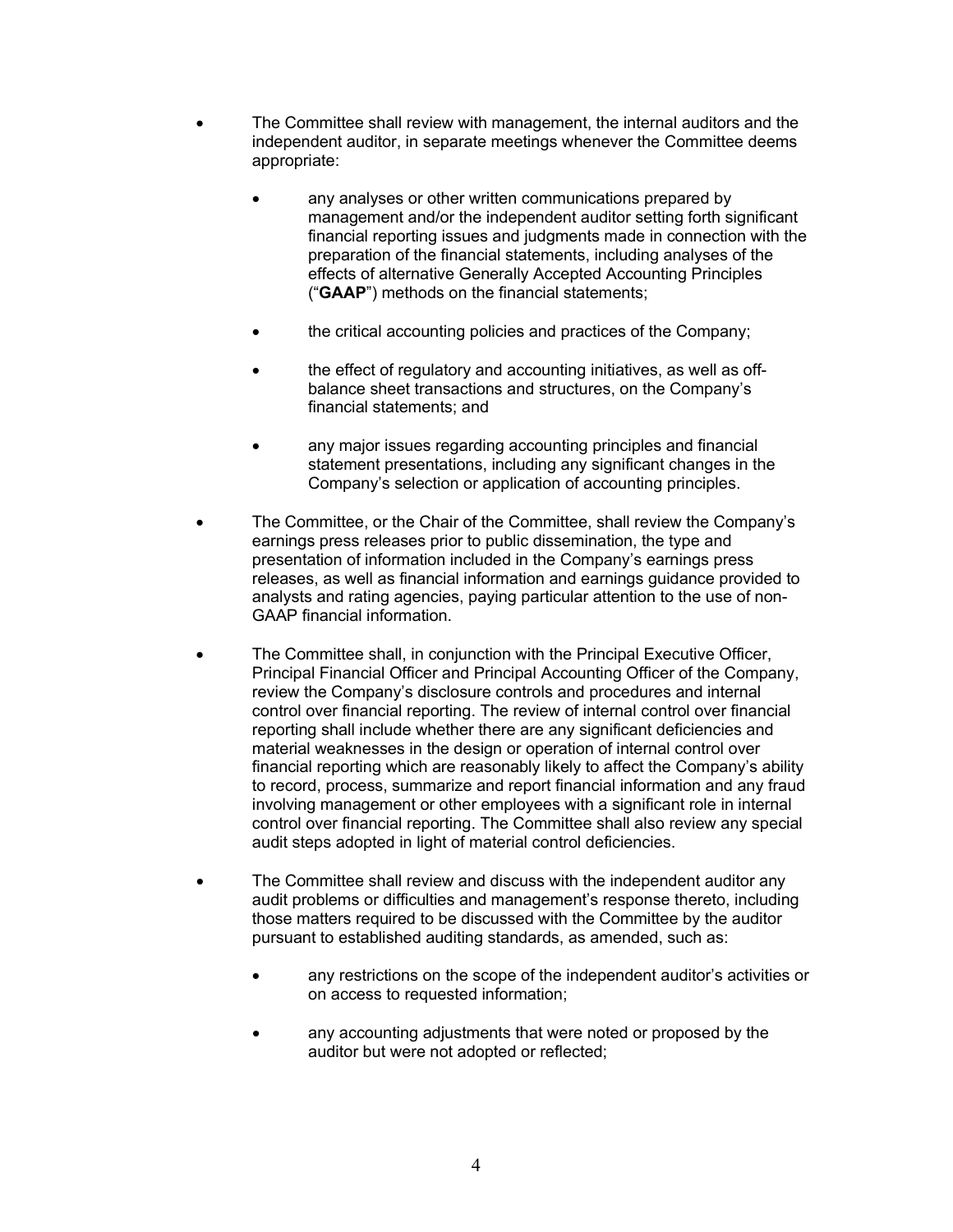- The Committee shall review with management, the internal auditors and the independent auditor, in separate meetings whenever the Committee deems appropriate:

    - any analyses or other written communications prepared by management and/or the independent auditor setting forth significant financial reporting issues and judgments made in connection with the preparation of the financial statements, including analyses of the effects of alternative Generally Accepted Accounting Principles ("**GAAP**") methods on the financial statements;

    - the critical accounting policies and practices of the Company;

    - the effect of regulatory and accounting initiatives, as well as off-balance sheet transactions and structures, on the Company's financial statements; and

    - any major issues regarding accounting principles and financial statement presentations, including any significant changes in the Company's selection or application of accounting principles.

- The Committee, or the Chair of the Committee, shall review the Company's earnings press releases prior to public dissemination, the type and presentation of information included in the Company's earnings press releases, as well as financial information and earnings guidance provided to analysts and rating agencies, paying particular attention to the use of non-GAAP financial information.

- The Committee shall, in conjunction with the Principal Executive Officer, Principal Financial Officer and Principal Accounting Officer of the Company, review the Company's disclosure controls and procedures and internal control over financial reporting. The review of internal control over financial reporting shall include whether there are any significant deficiencies and material weaknesses in the design or operation of internal control over financial reporting which are reasonably likely to affect the Company's ability to record, process, summarize and report financial information and any fraud involving management or other employees with a significant role in internal control over financial reporting. The Committee shall also review any special audit steps adopted in light of material control deficiencies.

- The Committee shall review and discuss with the independent auditor any audit problems or difficulties and management's response thereto, including those matters required to be discussed with the Committee by the auditor pursuant to established auditing standards, as amended, such as:

    - any restrictions on the scope of the independent auditor's activities or on access to requested information;

    - any accounting adjustments that were noted or proposed by the auditor but were not adopted or reflected;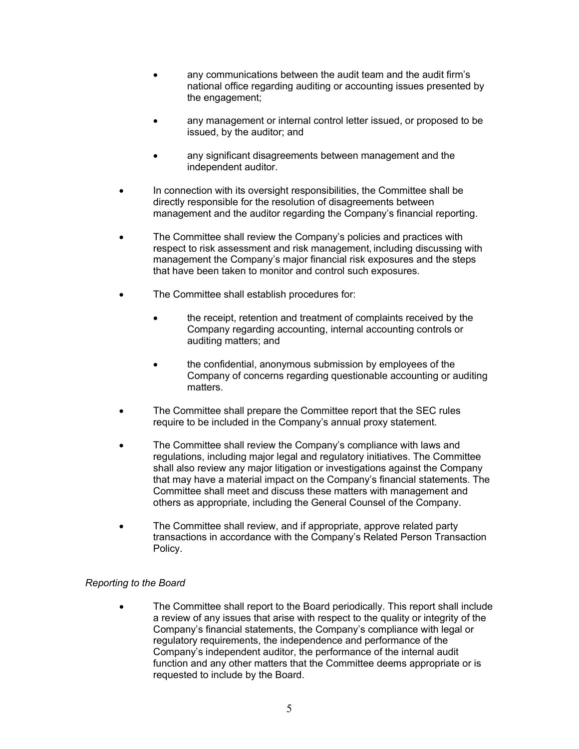- any communications between the audit team and the audit firm's national office regarding auditing or accounting issues presented by the engagement;

  - any management or internal control letter issued, or proposed to be issued, by the auditor; and

  - any significant disagreements between management and the independent auditor.

- In connection with its oversight responsibilities, the Committee shall be directly responsible for the resolution of disagreements between management and the auditor regarding the Company's financial reporting.

- The Committee shall review the Company's policies and practices with respect to risk assessment and risk management, including discussing with management the Company's major financial risk exposures and the steps that have been taken to monitor and control such exposures.

- The Committee shall establish procedures for:

  - the receipt, retention and treatment of complaints received by the Company regarding accounting, internal accounting controls or auditing matters; and

  - the confidential, anonymous submission by employees of the Company of concerns regarding questionable accounting or auditing matters.

- The Committee shall prepare the Committee report that the SEC rules require to be included in the Company's annual proxy statement.

- The Committee shall review the Company's compliance with laws and regulations, including major legal and regulatory initiatives. The Committee shall also review any major litigation or investigations against the Company that may have a material impact on the Company's financial statements. The Committee shall meet and discuss these matters with management and others as appropriate, including the General Counsel of the Company.

- The Committee shall review, and if appropriate, approve related party transactions in accordance with the Company's Related Person Transaction Policy.

*Reporting to the Board*

- The Committee shall report to the Board periodically. This report shall include a review of any issues that arise with respect to the quality or integrity of the Company's financial statements, the Company's compliance with legal or regulatory requirements, the independence and performance of the Company's independent auditor, the performance of the internal audit function and any other matters that the Committee deems appropriate or is requested to include by the Board.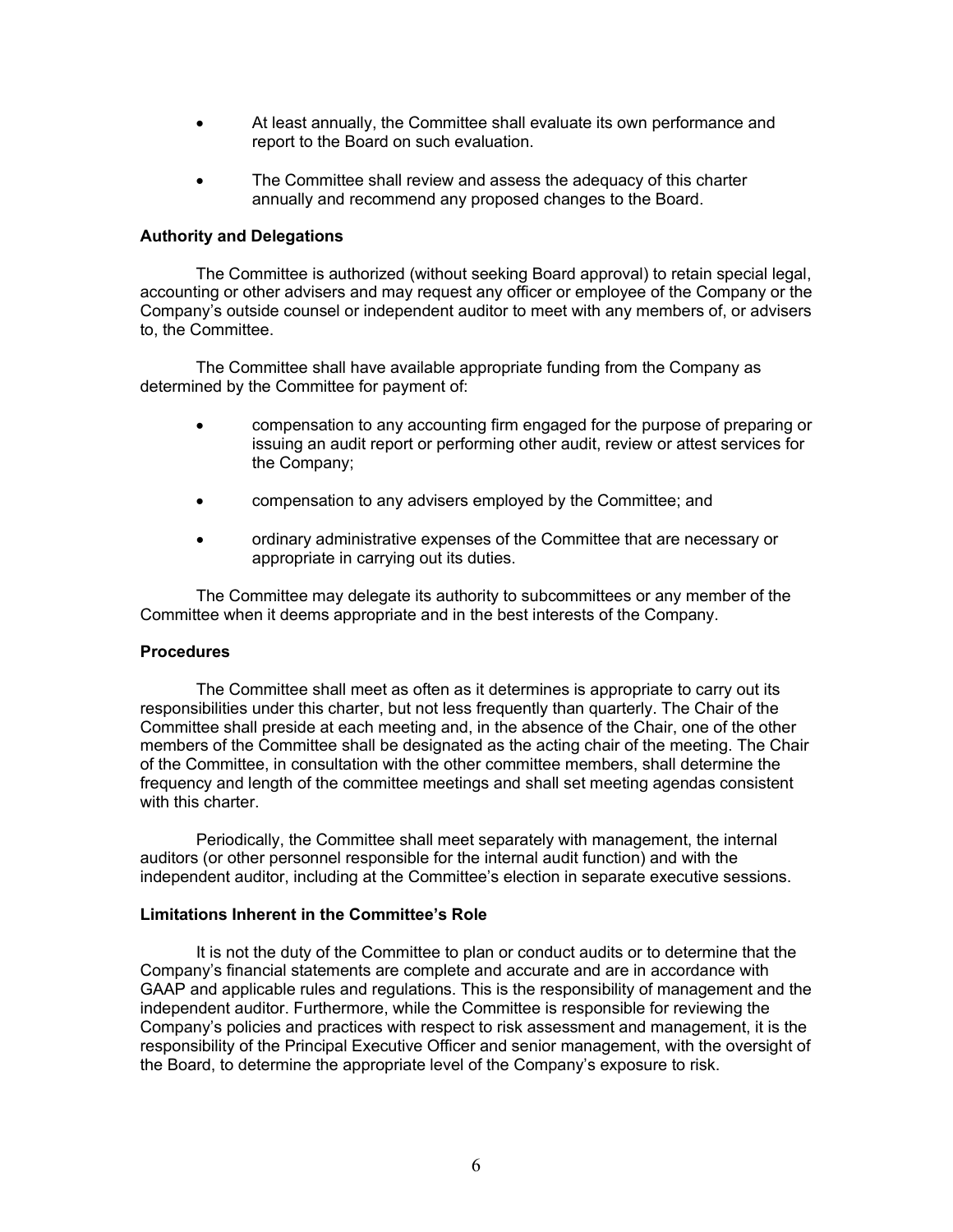- At least annually, the Committee shall evaluate its own performance and report to the Board on such evaluation.

- The Committee shall review and assess the adequacy of this charter annually and recommend any proposed changes to the Board.

**Authority and Delegations**

The Committee is authorized (without seeking Board approval) to retain special legal, accounting or other advisers and may request any officer or employee of the Company or the Company's outside counsel or independent auditor to meet with any members of, or advisers to, the Committee.

The Committee shall have available appropriate funding from the Company as determined by the Committee for payment of:

- compensation to any accounting firm engaged for the purpose of preparing or issuing an audit report or performing other audit, review or attest services for the Company;

- compensation to any advisers employed by the Committee; and

- ordinary administrative expenses of the Committee that are necessary or appropriate in carrying out its duties.

The Committee may delegate its authority to subcommittees or any member of the Committee when it deems appropriate and in the best interests of the Company.

**Procedures**

The Committee shall meet as often as it determines is appropriate to carry out its responsibilities under this charter, but not less frequently than quarterly. The Chair of the Committee shall preside at each meeting and, in the absence of the Chair, one of the other members of the Committee shall be designated as the acting chair of the meeting. The Chair of the Committee, in consultation with the other committee members, shall determine the frequency and length of the committee meetings and shall set meeting agendas consistent with this charter.

Periodically, the Committee shall meet separately with management, the internal auditors (or other personnel responsible for the internal audit function) and with the independent auditor, including at the Committee's election in separate executive sessions.

**Limitations Inherent in the Committee's Role**

It is not the duty of the Committee to plan or conduct audits or to determine that the Company's financial statements are complete and accurate and are in accordance with GAAP and applicable rules and regulations. This is the responsibility of management and the independent auditor. Furthermore, while the Committee is responsible for reviewing the Company's policies and practices with respect to risk assessment and management, it is the responsibility of the Principal Executive Officer and senior management, with the oversight of the Board, to determine the appropriate level of the Company's exposure to risk.